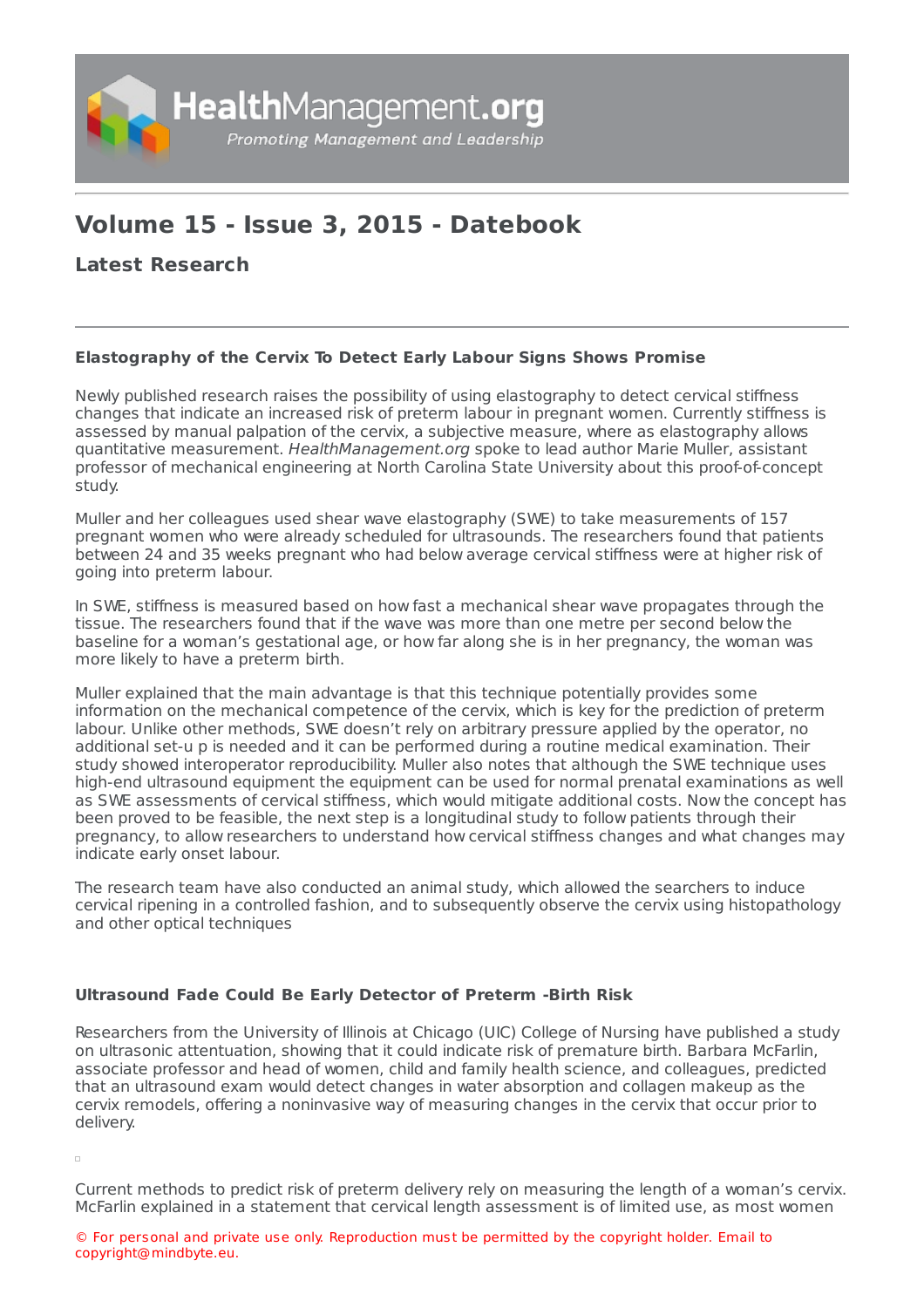# Volume 15 - Issue 3, 2015 - Datebook

## Latest Research

### Elastography of the Cervix To Detect Early Labour Signs Shows Promise

Newly published research raises the possibility of using elastography to detect cervical stiffness changes that indicate an increased risk of preterm labour in pregnant women. Currently stiffness is assessed by manual palpation of the cervix, a subjective measure, where as elastography allows quantitative measurement. *HealthManagement.org* spoke to lead author Marie Muller, assistant professor of mechanical engineering at North Carolina State University about this proof-of-concept study.

Muller and her colleagues used shear wave elastography (SWE) to take measurements of 157 pregnant women who were already scheduled for ultrasounds. The researchers found that patients between 24 and 35 weeks pregnant who had below average cervical stiffness were at higher risk of going into preterm labour.

In SWE, stiffness is measured based on how fast a mechanical shear wave propagates through the tissue. The researchers found that if the wave was more than one metre per second below the baseline for a woman's gestational age, or how far along she is in her pregnancy, the woman was more likely to have a preterm birth.

Muller explained that the main advantage is that this technique potentially provides some information on the mechanical competence of the cervix, which is key for the prediction of preterm labour. Unlike other methods, SWE doesn't rely on arbitrary pressure applied by the operator, no additional set-u p is needed and it can be performed during a routine medical examination. Their study showed interoperator reproducibility. Muller also notes that although the SWE technique uses high-end ultrasound equipment the equipment can be used for normal prenatal examinations as well as SWE assessments of cervical stiffness, which would mitigate additional costs. Now the concept has been proved to be feasible, the next step is a longitudinal study to follow patients through their pregnancy, to allow researchers to understand how cervical stiffness changes and what changes may indicate early onset labour.

The research team have also conducted an animal study, which allowed the searchers to induce cervical ripening in a controlled fashion, and to subsequently observe the cervix using histopathology and other optical techniques

### Ultrasound Fade Could Be Early Detector of Preterm -Birth Risk

Researchers from the University of Illinois at Chicago (UIC) College of Nursing have published a study on ultrasonic attentuation, showing that it could indicate risk of premature birth. Barbara McFarlin, associate professor and head of women, child and family health science, and colleagues, predicted that an ultrasound exam would detect changes in water absorption and collagen makeup as the cervix remodels, offering a noninvasive way of measuring changes in the cervix that occur prior to delivery.

Current methods to predict risk of preterm delivery rely on measuring the length of a woman's cervix. McFarlin explained in a statement that cervical length assessment is of limited use, as most women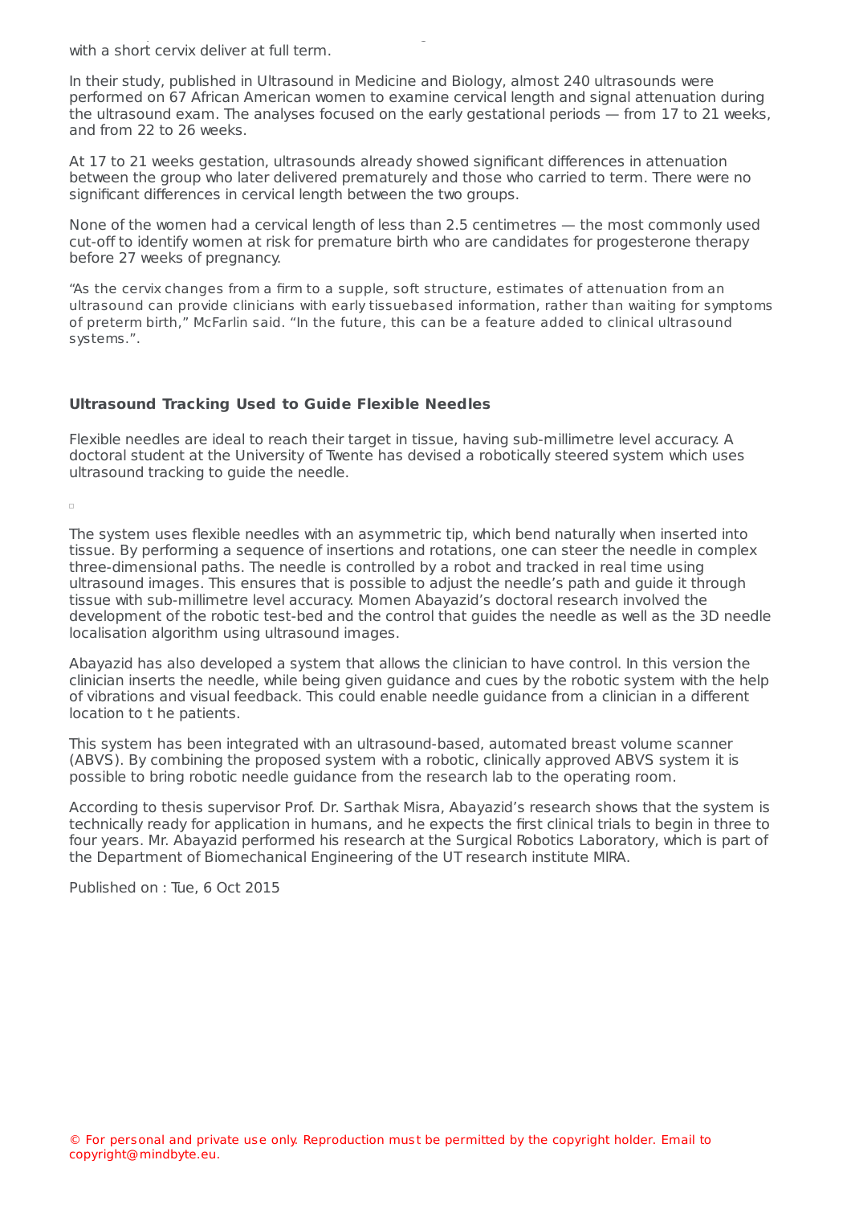with a short cervix deliver at full term.

In their study, published in Ultrasound in Medicine and Biology, almost 240 ultrasounds were performed on 67 African American women to examine cervical length and signal attenuation during the ultrasound exam. The analyses focused on the early gestational periods — from 17 to 21 weeks, and from 22 to 26 weeks.

At 17 to 21 weeks gestation, ultrasounds already showed significant differences in attenuation between the group who later delivered prematurely and those who carried to term. There were no significant differences in cervical length between the two groups.

None of the women had a cervical length of less than 2.5 centimetres — the most commonly used cut-off to identify women at risk for premature birth who are candidates for progesterone therapy before 27 weeks of pregnancy.

“As the cervix changes from a firm to a supple, soft structure, estimates of attenuation from an ultrasound can provide clinicians with early tissuebased information, rather than waiting for symptoms of preterm birth,” McFarlin said. “In the future, this can be a feature added to clinical ultrasound systems.”.

### Ultrasound Tracking Used to Guide Flexible Needles

Flexible needles are ideal to reach their target in tissue, having sub-millimetre level accuracy. A doctoral student at the University of Twente has devised a robotically steered system which uses ultrasound tracking to guide the needle.

The system uses flexible needles with an asymmetric tip, which bend naturally when inserted into tissue. By performing a sequence of insertions and rotations, one can steer the needle in complex three-dimensional paths. The needle is controlled by a robot and tracked in real time using ultrasound images. This ensures that is possible to adjust the needle’s path and guide it through tissue with sub-millimetre level accuracy. Momen Abayazid’s doctoral research involved the development of the robotic test-bed and the control that guides the needle as well as the 3D needle localisation algorithm using ultrasound images.

Abayazid has also developed a system that allows the clinician to have control. In this version the clinician inserts the needle, while being given guidance and cues by the robotic system with the help of vibrations and visual feedback. This could enable needle guidance from a clinician in a different location to t he patients.

This system has been integrated with an ultrasound-based, automated breast volume scanner (ABVS). By combining the proposed system with a robotic, clinically approved ABVS system it is possible to bring robotic needle guidance from the research lab to the operating room.

According to thesis supervisor Prof. Dr. Sarthak Misra, Abayazid’s research shows that the system is technically ready for application in humans, and he expects the first clinical trials to begin in three to four years. Mr. Abayazid performed his research at the Surgical Robotics Laboratory, which is part of the Department of Biomechanical Engineering of the UT research institute MIRA.

Published on : Tue, 6 Oct 2015